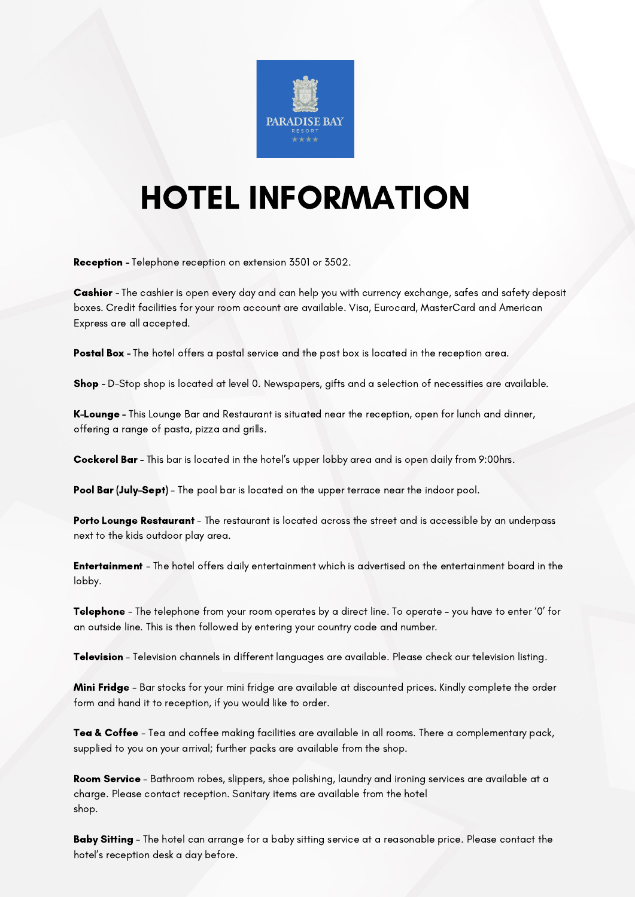PARADISE BAY
RESORT
★★★★

# HOTEL INFORMATION

**Reception** - Telephone reception on extension 3501 or 3502.

**Cashier** - The cashier is open every day and can help you with currency exchange, safes and safety deposit boxes. Credit facilities for your room account are available. Visa, Eurocard, MasterCard and American Express are all accepted.

**Postal Box** - The hotel offers a postal service and the post box is located in the reception area.

**Shop** - D-Stop shop is located at level 0. Newspapers, gifts and a selection of necessities are available.

**K-Lounge** - This Lounge Bar and Restaurant is situated near the reception, open for lunch and dinner, offering a range of pasta, pizza and grills.

**Cockerel Bar** - This bar is located in the hotel's upper lobby area and is open daily from 9:00hrs.

**Pool Bar (July-Sept)** - The pool bar is located on the upper terrace near the indoor pool.

**Porto Lounge Restaurant** - The restaurant is located across the street and is accessible by an underpass next to the kids outdoor play area.

**Entertainment** - The hotel offers daily entertainment which is advertised on the entertainment board in the lobby.

**Telephone** - The telephone from your room operates by a direct line. To operate - you have to enter '0' for an outside line. This is then followed by entering your country code and number.

**Television** - Television channels in different languages are available. Please check our television listing.

**Mini Fridge** - Bar stocks for your mini fridge are available at discounted prices. Kindly complete the order form and hand it to reception, if you would like to order.

**Tea & Coffee** - Tea and coffee making facilities are available in all rooms. There a complementary pack, supplied to you on your arrival; further packs are available from the shop.

**Room Service** - Bathroom robes, slippers, shoe polishing, laundry and ironing services are available at a charge. Please contact reception. Sanitary items are available from the hotel shop.

**Baby Sitting** - The hotel can arrange for a baby sitting service at a reasonable price. Please contact the hotel's reception desk a day before.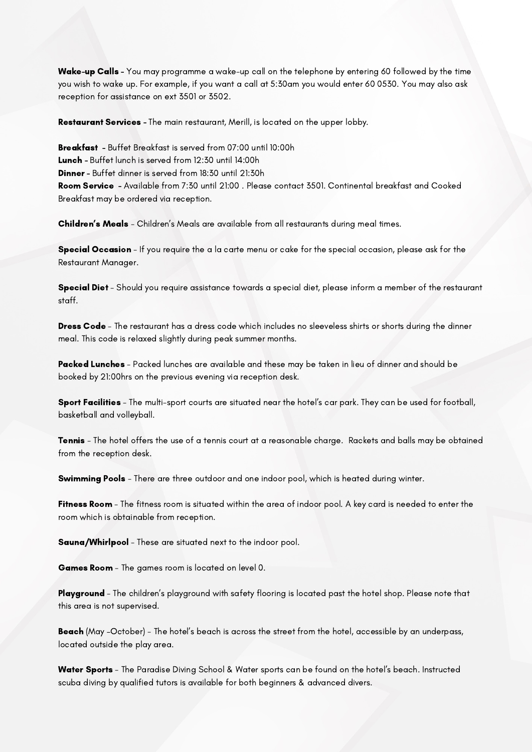**Wake-up Calls** - You may programme a wake-up call on the telephone by entering 60 followed by the time you wish to wake up. For example, if you want a call at 5:30am you would enter 60 0530. You may also ask reception for assistance on ext 3501 or 3502.

**Restaurant Services** - The main restaurant, Merill, is located on the upper lobby.

**Breakfast** - Buffet Breakfast is served from 07:00 until 10:00h
**Lunch** - Buffet lunch is served from 12:30 until 14:00h
**Dinner** - Buffet dinner is served from 18:30 until 21:30h
**Room Service** - Available from 7:30 until 21:00 . Please contact 3501. Continental breakfast and Cooked Breakfast may be ordered via reception.

**Children's Meals** - Children's Meals are available from all restaurants during meal times.

**Special Occasion** - If you require the a la carte menu or cake for the special occasion, please ask for the Restaurant Manager.

**Special Diet** - Should you require assistance towards a special diet, please inform a member of the restaurant staff.

**Dress Code** - The restaurant has a dress code which includes no sleeveless shirts or shorts during the dinner meal. This code is relaxed slightly during peak summer months.

**Packed Lunches** - Packed lunches are available and these may be taken in lieu of dinner and should be booked by 21:00hrs on the previous evening via reception desk.

**Sport Facilities** - The multi-sport courts are situated near the hotel's car park. They can be used for football, basketball and volleyball.

**Tennis** - The hotel offers the use of a tennis court at a reasonable charge. Rackets and balls may be obtained from the reception desk.

**Swimming Pools** - There are three outdoor and one indoor pool, which is heated during winter.

**Fitness Room** - The fitness room is situated within the area of indoor pool. A key card is needed to enter the room which is obtainable from reception.

**Sauna/Whirlpool** - These are situated next to the indoor pool.

**Games Room** - The games room is located on level 0.

**Playground** - The children's playground with safety flooring is located past the hotel shop. Please note that this area is not supervised.

**Beach** (May -October) - The hotel's beach is across the street from the hotel, accessible by an underpass, located outside the play area.

**Water Sports** - The Paradise Diving School & Water sports can be found on the hotel's beach. Instructed scuba diving by qualified tutors is available for both beginners & advanced divers.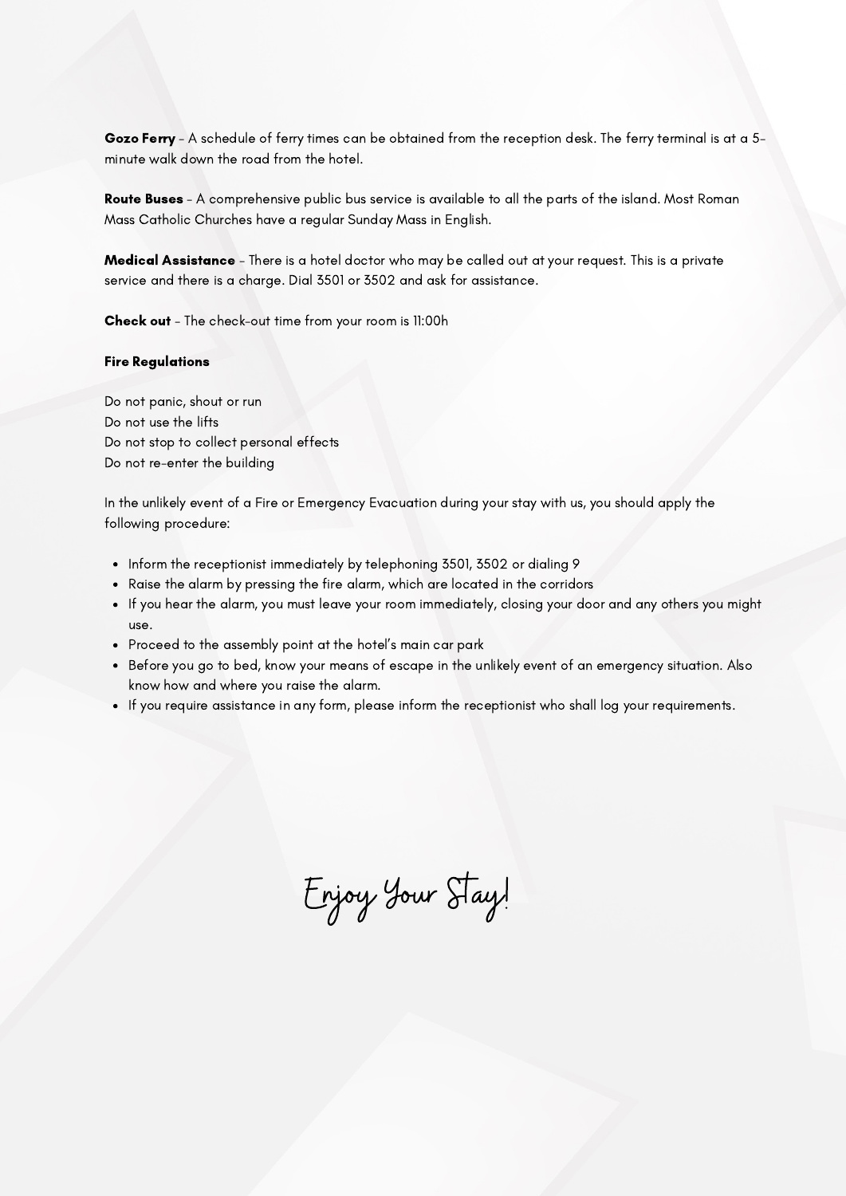**Gozo Ferry** - A schedule of ferry times can be obtained from the reception desk. The ferry terminal is at a 5-minute walk down the road from the hotel.

**Route Buses** - A comprehensive public bus service is available to all the parts of the island. Most Roman Mass Catholic Churches have a regular Sunday Mass in English.

**Medical Assistance** - There is a hotel doctor who may be called out at your request. This is a private service and there is a charge. Dial 3501 or 3502 and ask for assistance.

**Check out** - The check-out time from your room is 11:00h

**Fire Regulations**

Do not panic, shout or run
Do not use the lifts
Do not stop to collect personal effects
Do not re-enter the building

In the unlikely event of a Fire or Emergency Evacuation during your stay with us, you should apply the following procedure:

- Inform the receptionist immediately by telephoning 3501, 3502 or dialing 9
- Raise the alarm by pressing the fire alarm, which are located in the corridors
- If you hear the alarm, you must leave your room immediately, closing your door and any others you might use.
- Proceed to the assembly point at the hotel's main car park
- Before you go to bed, know your means of escape in the unlikely event of an emergency situation. Also know how and where you raise the alarm.
- If you require assistance in any form, please inform the receptionist who shall log your requirements.

Enjoy Your Stay!